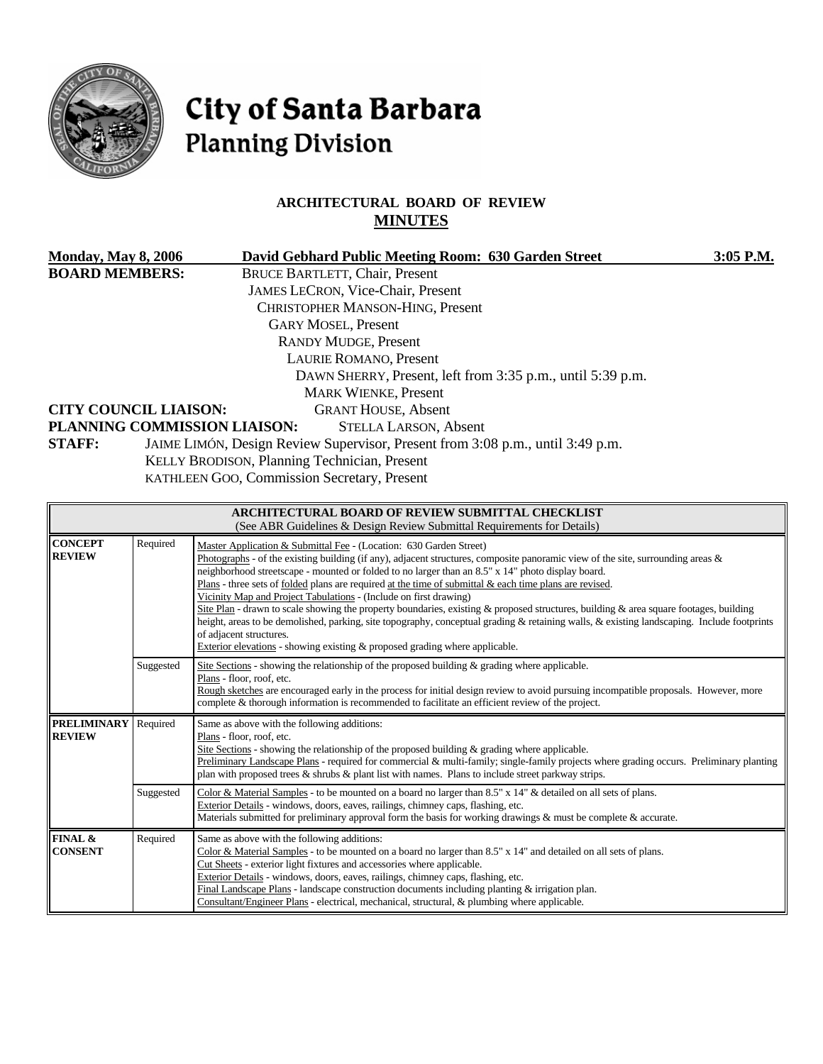# City of Santa Barbara
## Planning Division

### ARCHITECTURAL BOARD OF REVIEW
### MINUTES

**Monday, May 8, 2006** **David Gebhard Public Meeting Room: 630 Garden Street** **3:05 P.M.**

**BOARD MEMBERS:**
BRUCE BARTLETT, Chair, Present
JAMES LECRON, Vice-Chair, Present
CHRISTOPHER MANSON-HING, Present
GARY MOSEL, Present
RANDY MUDGE, Present
LAURIE ROMANO, Present
DAWN SHERRY, Present, left from 3:35 p.m., until 5:39 p.m.
MARK WIENKE, Present

**CITY COUNCIL LIAISON:** GRANT HOUSE, Absent

**PLANNING COMMISSION LIAISON:** STELLA LARSON, Absent

**STAFF:**
JAIME LIMÓN, Design Review Supervisor, Present from 3:08 p.m., until 3:49 p.m.
KELLY BRODISON, Planning Technician, Present
KATHLEEN GOO, Commission Secretary, Present

| ARCHITECTURAL BOARD OF REVIEW SUBMITTAL CHECKLIST (See ABR Guidelines & Design Review Submittal Requirements for Details) | | |
|---|---|---|
| **CONCEPT REVIEW** | Required | Master Application & Submittal Fee - (Location: 630 Garden Street) Photographs - of the existing building (if any), adjacent structures, composite panoramic view of the site, surrounding areas & neighborhood streetscape - mounted or folded to no larger than an 8.5" x 14" photo display board. Plans - three sets of folded plans are required at the time of submittal & each time plans are revised. Vicinity Map and Project Tabulations - (Include on first drawing) Site Plan - drawn to scale showing the property boundaries, existing & proposed structures, building & area square footages, building height, areas to be demolished, parking, site topography, conceptual grading & retaining walls, & existing landscaping. Include footprints of adjacent structures. Exterior elevations - showing existing & proposed grading where applicable. |
| | Suggested | Site Sections - showing the relationship of the proposed building & grading where applicable. Plans - floor, roof, etc. Rough sketches are encouraged early in the process for initial design review to avoid pursuing incompatible proposals. However, more complete & thorough information is recommended to facilitate an efficient review of the project. |
| **PRELIMINARY REVIEW** | Required | Same as above with the following additions: Plans - floor, roof, etc. Site Sections - showing the relationship of the proposed building & grading where applicable. Preliminary Landscape Plans - required for commercial & multi-family; single-family projects where grading occurs. Preliminary planting plan with proposed trees & shrubs & plant list with names. Plans to include street parkway strips. |
| | Suggested | Color & Material Samples - to be mounted on a board no larger than 8.5" x 14" & detailed on all sets of plans. Exterior Details - windows, doors, eaves, railings, chimney caps, flashing, etc. Materials submitted for preliminary approval form the basis for working drawings & must be complete & accurate. |
| **FINAL & CONSENT** | Required | Same as above with the following additions: Color & Material Samples - to be mounted on a board no larger than 8.5" x 14" and detailed on all sets of plans. Cut Sheets - exterior light fixtures and accessories where applicable. Exterior Details - windows, doors, eaves, railings, chimney caps, flashing, etc. Final Landscape Plans - landscape construction documents including planting & irrigation plan. Consultant/Engineer Plans - electrical, mechanical, structural, & plumbing where applicable. |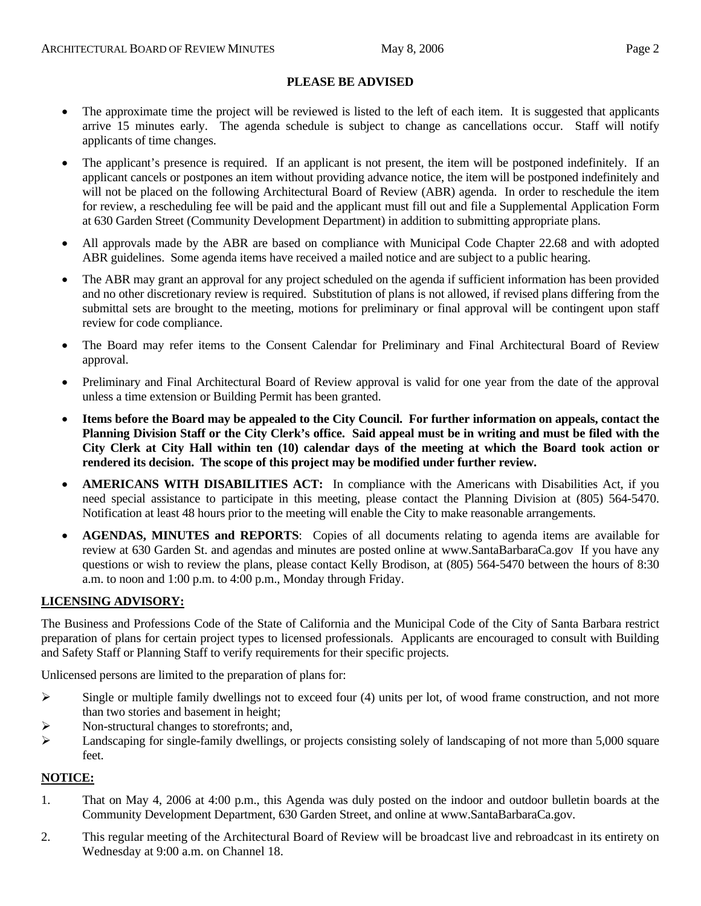## PLEASE BE ADVISED

- The approximate time the project will be reviewed is listed to the left of each item. It is suggested that applicants arrive 15 minutes early. The agenda schedule is subject to change as cancellations occur. Staff will notify applicants of time changes.
- The applicant's presence is required. If an applicant is not present, the item will be postponed indefinitely. If an applicant cancels or postpones an item without providing advance notice, the item will be postponed indefinitely and will not be placed on the following Architectural Board of Review (ABR) agenda. In order to reschedule the item for review, a rescheduling fee will be paid and the applicant must fill out and file a Supplemental Application Form at 630 Garden Street (Community Development Department) in addition to submitting appropriate plans.
- All approvals made by the ABR are based on compliance with Municipal Code Chapter 22.68 and with adopted ABR guidelines. Some agenda items have received a mailed notice and are subject to a public hearing.
- The ABR may grant an approval for any project scheduled on the agenda if sufficient information has been provided and no other discretionary review is required. Substitution of plans is not allowed, if revised plans differing from the submittal sets are brought to the meeting, motions for preliminary or final approval will be contingent upon staff review for code compliance.
- The Board may refer items to the Consent Calendar for Preliminary and Final Architectural Board of Review approval.
- Preliminary and Final Architectural Board of Review approval is valid for one year from the date of the approval unless a time extension or Building Permit has been granted.
- **Items before the Board may be appealed to the City Council. For further information on appeals, contact the Planning Division Staff or the City Clerk's office. Said appeal must be in writing and must be filed with the City Clerk at City Hall within ten (10) calendar days of the meeting at which the Board took action or rendered its decision. The scope of this project may be modified under further review.**
- **AMERICANS WITH DISABILITIES ACT:** In compliance with the Americans with Disabilities Act, if you need special assistance to participate in this meeting, please contact the Planning Division at (805) 564-5470. Notification at least 48 hours prior to the meeting will enable the City to make reasonable arrangements.
- **AGENDAS, MINUTES and REPORTS**: Copies of all documents relating to agenda items are available for review at 630 Garden St. and agendas and minutes are posted online at www.SantaBarbaraCa.gov If you have any questions or wish to review the plans, please contact Kelly Brodison, at (805) 564-5470 between the hours of 8:30 a.m. to noon and 1:00 p.m. to 4:00 p.m., Monday through Friday.

## LICENSING ADVISORY:

The Business and Professions Code of the State of California and the Municipal Code of the City of Santa Barbara restrict preparation of plans for certain project types to licensed professionals. Applicants are encouraged to consult with Building and Safety Staff or Planning Staff to verify requirements for their specific projects.

Unlicensed persons are limited to the preparation of plans for:

- Single or multiple family dwellings not to exceed four (4) units per lot, of wood frame construction, and not more than two stories and basement in height;
- Non-structural changes to storefronts; and,
- Landscaping for single-family dwellings, or projects consisting solely of landscaping of not more than 5,000 square feet.

## NOTICE:

1. That on May 4, 2006 at 4:00 p.m., this Agenda was duly posted on the indoor and outdoor bulletin boards at the Community Development Department, 630 Garden Street, and online at www.SantaBarbaraCa.gov.
2. This regular meeting of the Architectural Board of Review will be broadcast live and rebroadcast in its entirety on Wednesday at 9:00 a.m. on Channel 18.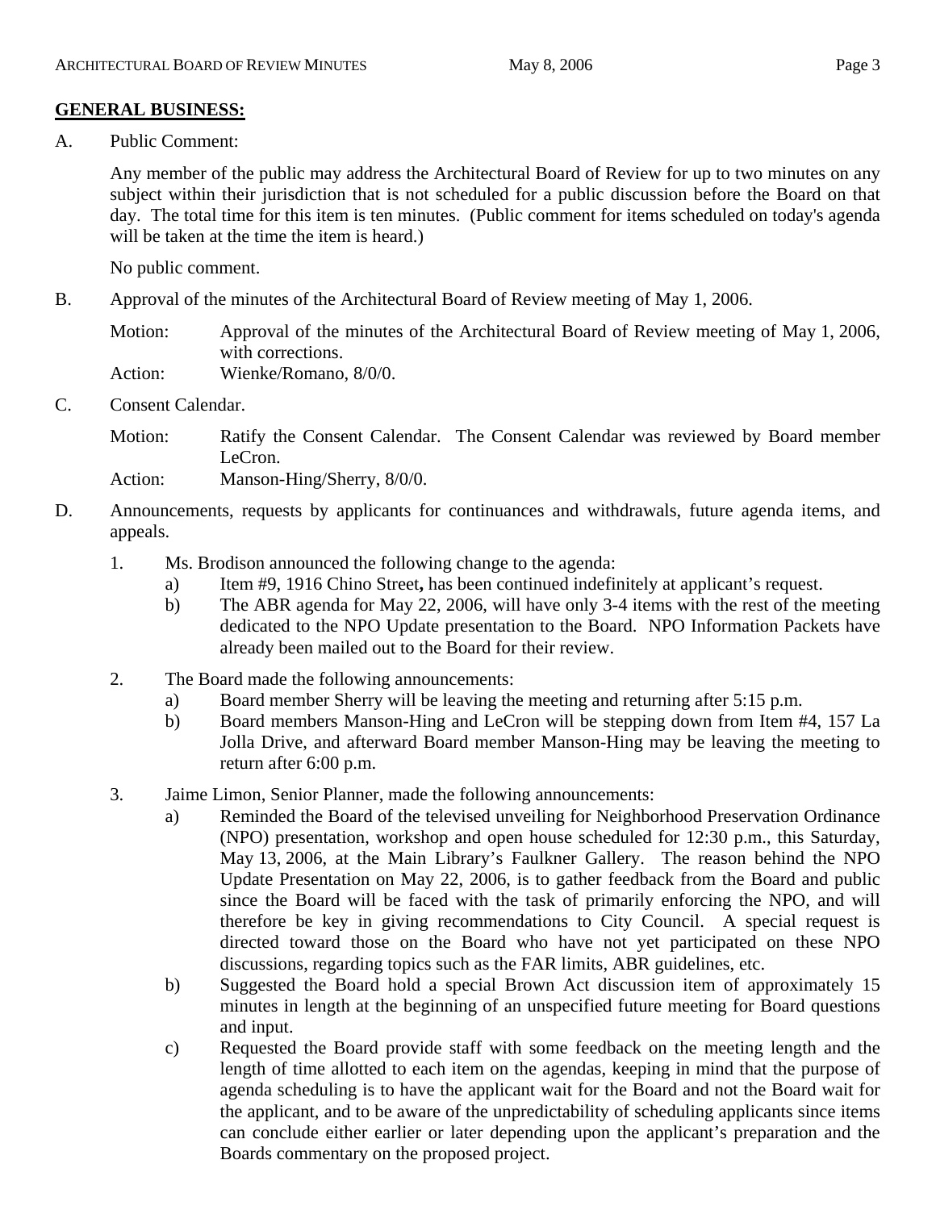## GENERAL BUSINESS:

A. Public Comment:

Any member of the public may address the Architectural Board of Review for up to two minutes on any subject within their jurisdiction that is not scheduled for a public discussion before the Board on that day. The total time for this item is ten minutes. (Public comment for items scheduled on today's agenda will be taken at the time the item is heard.)

No public comment.

B. Approval of the minutes of the Architectural Board of Review meeting of May 1, 2006.

Motion: Approval of the minutes of the Architectural Board of Review meeting of May 1, 2006, with corrections.
Action: Wienke/Romano, 8/0/0.

C. Consent Calendar.

Motion: Ratify the Consent Calendar. The Consent Calendar was reviewed by Board member LeCron.
Action: Manson-Hing/Sherry, 8/0/0.

D. Announcements, requests by applicants for continuances and withdrawals, future agenda items, and appeals.

1. Ms. Brodison announced the following change to the agenda:
   a) Item #9, 1916 Chino Street**,** has been continued indefinitely at applicant's request.
   b) The ABR agenda for May 22, 2006, will have only 3-4 items with the rest of the meeting dedicated to the NPO Update presentation to the Board. NPO Information Packets have already been mailed out to the Board for their review.

2. The Board made the following announcements:
   a) Board member Sherry will be leaving the meeting and returning after 5:15 p.m.
   b) Board members Manson-Hing and LeCron will be stepping down from Item #4, 157 La Jolla Drive, and afterward Board member Manson-Hing may be leaving the meeting to return after 6:00 p.m.

3. Jaime Limon, Senior Planner, made the following announcements:
   a) Reminded the Board of the televised unveiling for Neighborhood Preservation Ordinance (NPO) presentation, workshop and open house scheduled for 12:30 p.m., this Saturday, May 13, 2006, at the Main Library's Faulkner Gallery. The reason behind the NPO Update Presentation on May 22, 2006, is to gather feedback from the Board and public since the Board will be faced with the task of primarily enforcing the NPO, and will therefore be key in giving recommendations to City Council. A special request is directed toward those on the Board who have not yet participated on these NPO discussions, regarding topics such as the FAR limits, ABR guidelines, etc.
   b) Suggested the Board hold a special Brown Act discussion item of approximately 15 minutes in length at the beginning of an unspecified future meeting for Board questions and input.
   c) Requested the Board provide staff with some feedback on the meeting length and the length of time allotted to each item on the agendas, keeping in mind that the purpose of agenda scheduling is to have the applicant wait for the Board and not the Board wait for the applicant, and to be aware of the unpredictability of scheduling applicants since items can conclude either earlier or later depending upon the applicant's preparation and the Boards commentary on the proposed project.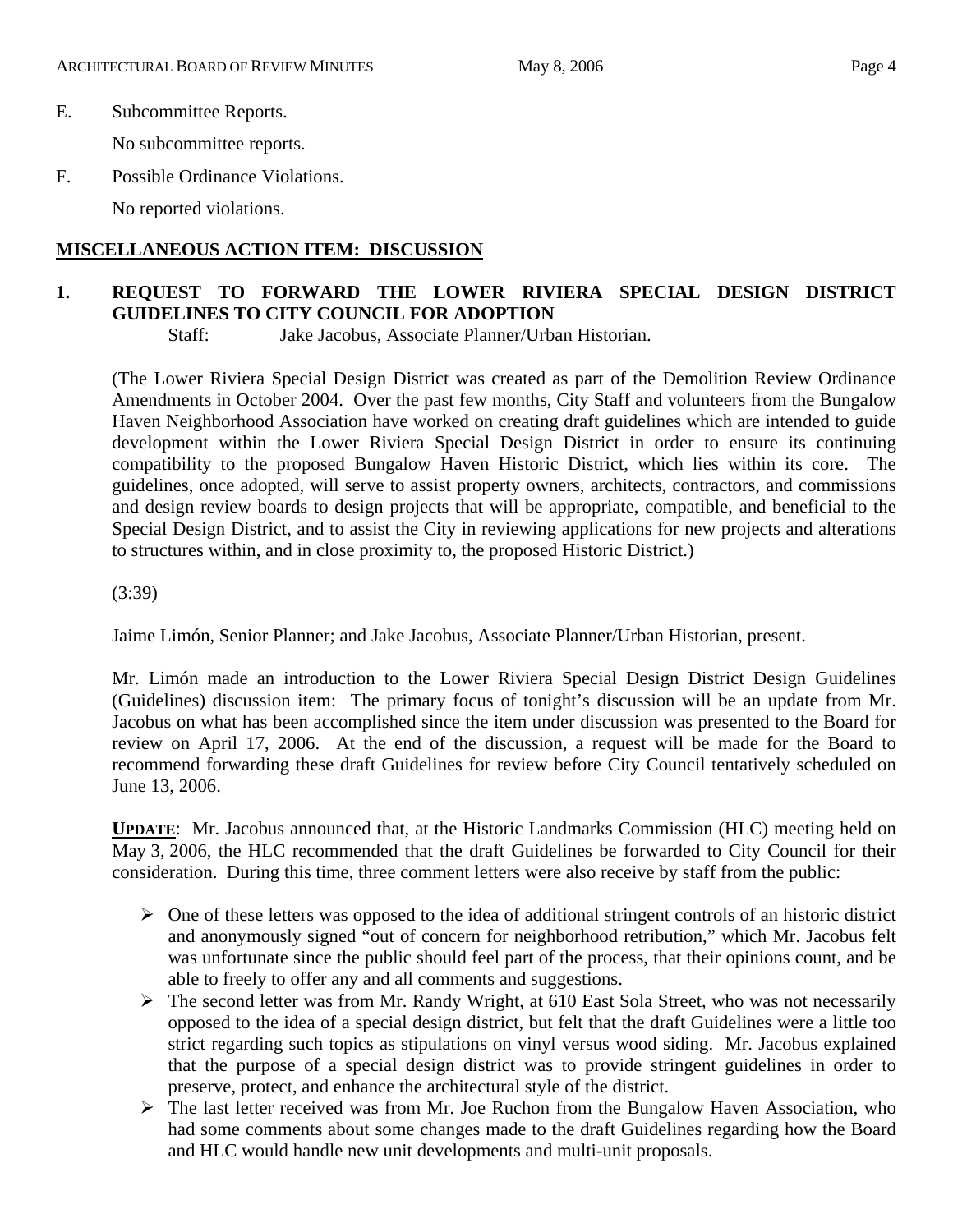E. Subcommittee Reports.

No subcommittee reports.

F. Possible Ordinance Violations.

No reported violations.

## MISCELLANEOUS ACTION ITEM: DISCUSSION

### 1. REQUEST TO FORWARD THE LOWER RIVIERA SPECIAL DESIGN DISTRICT GUIDELINES TO CITY COUNCIL FOR ADOPTION

Staff: Jake Jacobus, Associate Planner/Urban Historian.

(The Lower Riviera Special Design District was created as part of the Demolition Review Ordinance Amendments in October 2004. Over the past few months, City Staff and volunteers from the Bungalow Haven Neighborhood Association have worked on creating draft guidelines which are intended to guide development within the Lower Riviera Special Design District in order to ensure its continuing compatibility to the proposed Bungalow Haven Historic District, which lies within its core. The guidelines, once adopted, will serve to assist property owners, architects, contractors, and commissions and design review boards to design projects that will be appropriate, compatible, and beneficial to the Special Design District, and to assist the City in reviewing applications for new projects and alterations to structures within, and in close proximity to, the proposed Historic District.)

(3:39)

Jaime Limón, Senior Planner; and Jake Jacobus, Associate Planner/Urban Historian, present.

Mr. Limón made an introduction to the Lower Riviera Special Design District Design Guidelines (Guidelines) discussion item: The primary focus of tonight's discussion will be an update from Mr. Jacobus on what has been accomplished since the item under discussion was presented to the Board for review on April 17, 2006. At the end of the discussion, a request will be made for the Board to recommend forwarding these draft Guidelines for review before City Council tentatively scheduled on June 13, 2006.

**UPDATE**: Mr. Jacobus announced that, at the Historic Landmarks Commission (HLC) meeting held on May 3, 2006, the HLC recommended that the draft Guidelines be forwarded to City Council for their consideration. During this time, three comment letters were also receive by staff from the public:

- One of these letters was opposed to the idea of additional stringent controls of an historic district and anonymously signed "out of concern for neighborhood retribution," which Mr. Jacobus felt was unfortunate since the public should feel part of the process, that their opinions count, and be able to freely to offer any and all comments and suggestions.
- The second letter was from Mr. Randy Wright, at 610 East Sola Street, who was not necessarily opposed to the idea of a special design district, but felt that the draft Guidelines were a little too strict regarding such topics as stipulations on vinyl versus wood siding. Mr. Jacobus explained that the purpose of a special design district was to provide stringent guidelines in order to preserve, protect, and enhance the architectural style of the district.
- The last letter received was from Mr. Joe Ruchon from the Bungalow Haven Association, who had some comments about some changes made to the draft Guidelines regarding how the Board and HLC would handle new unit developments and multi-unit proposals.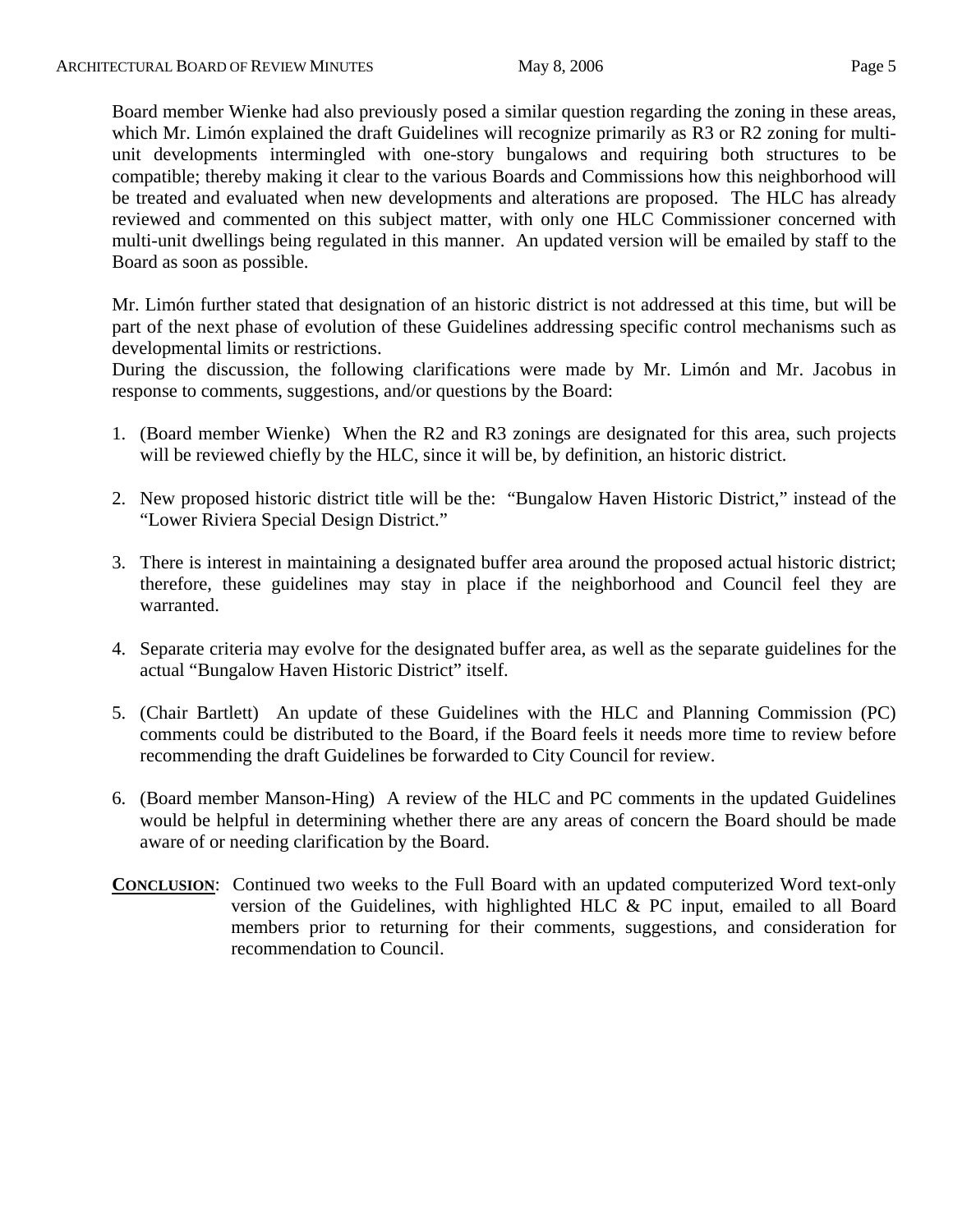Board member Wienke had also previously posed a similar question regarding the zoning in these areas, which Mr. Limón explained the draft Guidelines will recognize primarily as R3 or R2 zoning for multi-unit developments intermingled with one-story bungalows and requiring both structures to be compatible; thereby making it clear to the various Boards and Commissions how this neighborhood will be treated and evaluated when new developments and alterations are proposed. The HLC has already reviewed and commented on this subject matter, with only one HLC Commissioner concerned with multi-unit dwellings being regulated in this manner. An updated version will be emailed by staff to the Board as soon as possible.

Mr. Limón further stated that designation of an historic district is not addressed at this time, but will be part of the next phase of evolution of these Guidelines addressing specific control mechanisms such as developmental limits or restrictions.
During the discussion, the following clarifications were made by Mr. Limón and Mr. Jacobus in response to comments, suggestions, and/or questions by the Board:

1. (Board member Wienke) When the R2 and R3 zonings are designated for this area, such projects will be reviewed chiefly by the HLC, since it will be, by definition, an historic district.

2. New proposed historic district title will be the: "Bungalow Haven Historic District," instead of the "Lower Riviera Special Design District."

3. There is interest in maintaining a designated buffer area around the proposed actual historic district; therefore, these guidelines may stay in place if the neighborhood and Council feel they are warranted.

4. Separate criteria may evolve for the designated buffer area, as well as the separate guidelines for the actual "Bungalow Haven Historic District" itself.

5. (Chair Bartlett) An update of these Guidelines with the HLC and Planning Commission (PC) comments could be distributed to the Board, if the Board feels it needs more time to review before recommending the draft Guidelines be forwarded to City Council for review.

6. (Board member Manson-Hing) A review of the HLC and PC comments in the updated Guidelines would be helpful in determining whether there are any areas of concern the Board should be made aware of or needing clarification by the Board.

**CONCLUSION**: Continued two weeks to the Full Board with an updated computerized Word text-only version of the Guidelines, with highlighted HLC & PC input, emailed to all Board members prior to returning for their comments, suggestions, and consideration for recommendation to Council.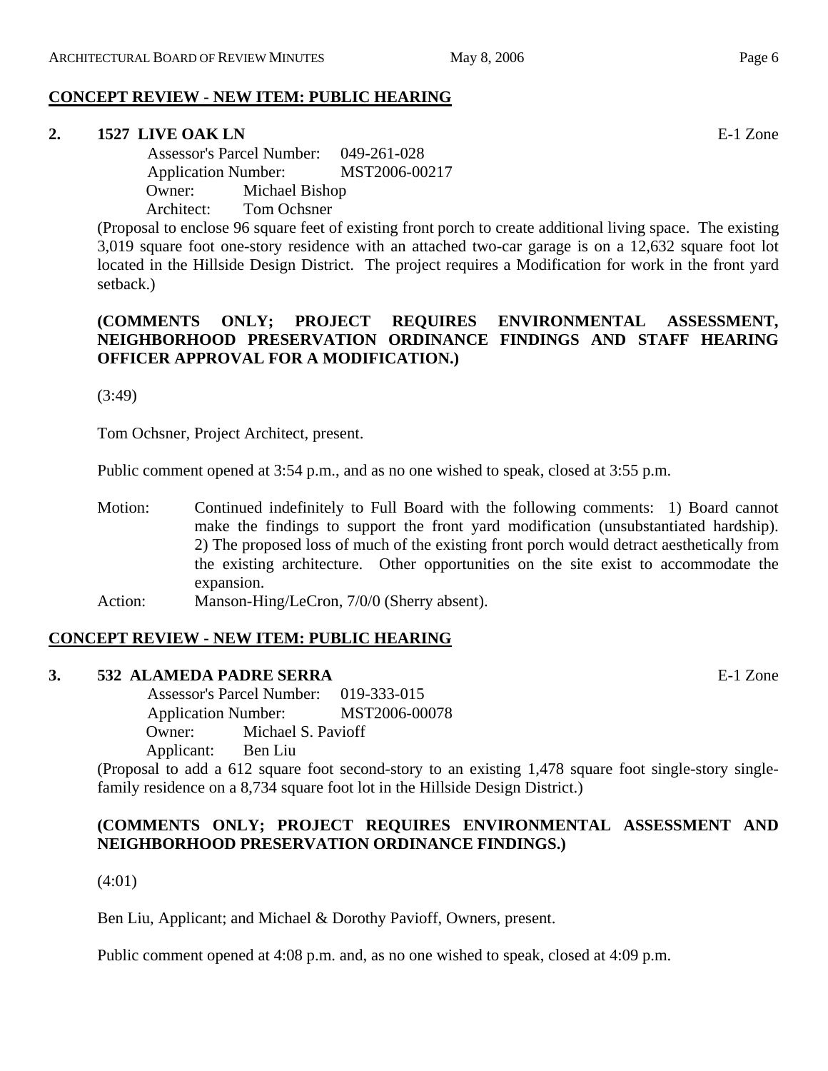## CONCEPT REVIEW - NEW ITEM: PUBLIC HEARING

**2. 1527 LIVE OAK LN** E-1 Zone

Assessor's Parcel Number: 049-261-028
Application Number: MST2006-00217
Owner: Michael Bishop
Architect: Tom Ochsner

(Proposal to enclose 96 square feet of existing front porch to create additional living space. The existing 3,019 square foot one-story residence with an attached two-car garage is on a 12,632 square foot lot located in the Hillside Design District. The project requires a Modification for work in the front yard setback.)

**(COMMENTS ONLY; PROJECT REQUIRES ENVIRONMENTAL ASSESSMENT, NEIGHBORHOOD PRESERVATION ORDINANCE FINDINGS AND STAFF HEARING OFFICER APPROVAL FOR A MODIFICATION.)**

(3:49)

Tom Ochsner, Project Architect, present.

Public comment opened at 3:54 p.m., and as no one wished to speak, closed at 3:55 p.m.

Motion: Continued indefinitely to Full Board with the following comments: 1) Board cannot make the findings to support the front yard modification (unsubstantiated hardship). 2) The proposed loss of much of the existing front porch would detract aesthetically from the existing architecture. Other opportunities on the site exist to accommodate the expansion.

Action: Manson-Hing/LeCron, 7/0/0 (Sherry absent).

## CONCEPT REVIEW - NEW ITEM: PUBLIC HEARING

**3. 532 ALAMEDA PADRE SERRA** E-1 Zone

Assessor's Parcel Number: 019-333-015
Application Number: MST2006-00078
Owner: Michael S. Pavioff
Applicant: Ben Liu

(Proposal to add a 612 square foot second-story to an existing 1,478 square foot single-story single-family residence on a 8,734 square foot lot in the Hillside Design District.)

**(COMMENTS ONLY; PROJECT REQUIRES ENVIRONMENTAL ASSESSMENT AND NEIGHBORHOOD PRESERVATION ORDINANCE FINDINGS.)**

(4:01)

Ben Liu, Applicant; and Michael & Dorothy Pavioff, Owners, present.

Public comment opened at 4:08 p.m. and, as no one wished to speak, closed at 4:09 p.m.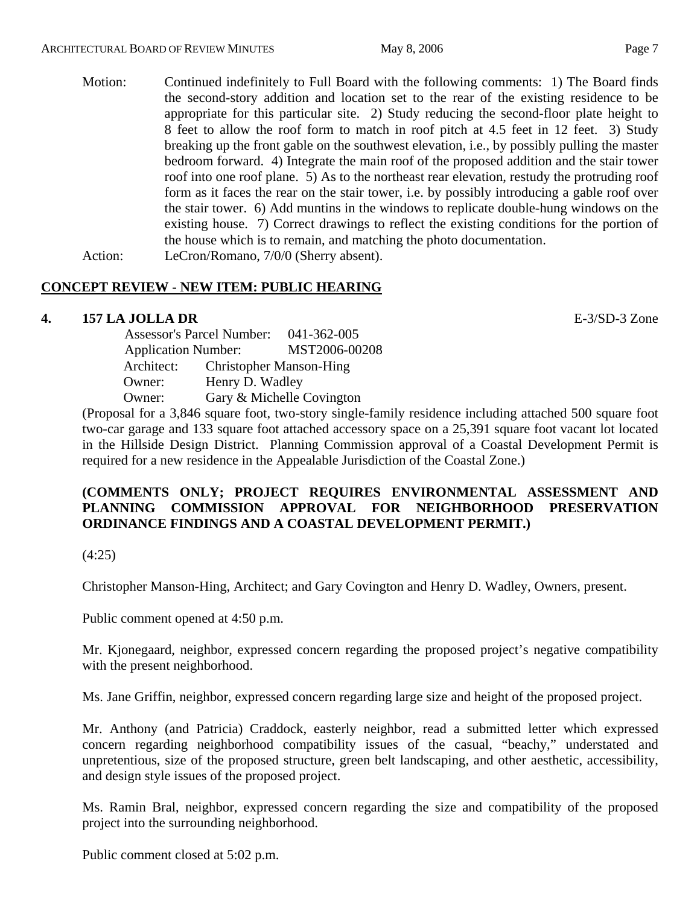Motion: Continued indefinitely to Full Board with the following comments: 1) The Board finds the second-story addition and location set to the rear of the existing residence to be appropriate for this particular site. 2) Study reducing the second-floor plate height to 8 feet to allow the roof form to match in roof pitch at 4.5 feet in 12 feet. 3) Study breaking up the front gable on the southwest elevation, i.e., by possibly pulling the master bedroom forward. 4) Integrate the main roof of the proposed addition and the stair tower roof into one roof plane. 5) As to the northeast rear elevation, restudy the protruding roof form as it faces the rear on the stair tower, i.e. by possibly introducing a gable roof over the stair tower. 6) Add muntins in the windows to replicate double-hung windows on the existing house. 7) Correct drawings to reflect the existing conditions for the portion of the house which is to remain, and matching the photo documentation.

Action: LeCron/Romano, 7/0/0 (Sherry absent).

## CONCEPT REVIEW - NEW ITEM: PUBLIC HEARING

**4. 157 LA JOLLA DR** E-3/SD-3 Zone

Assessor's Parcel Number: 041-362-005
Application Number: MST2006-00208
Architect: Christopher Manson-Hing
Owner: Henry D. Wadley
Owner: Gary & Michelle Covington

(Proposal for a 3,846 square foot, two-story single-family residence including attached 500 square foot two-car garage and 133 square foot attached accessory space on a 25,391 square foot vacant lot located in the Hillside Design District. Planning Commission approval of a Coastal Development Permit is required for a new residence in the Appealable Jurisdiction of the Coastal Zone.)

**(COMMENTS ONLY; PROJECT REQUIRES ENVIRONMENTAL ASSESSMENT AND PLANNING COMMISSION APPROVAL FOR NEIGHBORHOOD PRESERVATION ORDINANCE FINDINGS AND A COASTAL DEVELOPMENT PERMIT.)**

(4:25)

Christopher Manson-Hing, Architect; and Gary Covington and Henry D. Wadley, Owners, present.

Public comment opened at 4:50 p.m.

Mr. Kjonegaard, neighbor, expressed concern regarding the proposed project's negative compatibility with the present neighborhood.

Ms. Jane Griffin, neighbor, expressed concern regarding large size and height of the proposed project.

Mr. Anthony (and Patricia) Craddock, easterly neighbor, read a submitted letter which expressed concern regarding neighborhood compatibility issues of the casual, "beachy," understated and unpretentious, size of the proposed structure, green belt landscaping, and other aesthetic, accessibility, and design style issues of the proposed project.

Ms. Ramin Bral, neighbor, expressed concern regarding the size and compatibility of the proposed project into the surrounding neighborhood.

Public comment closed at 5:02 p.m.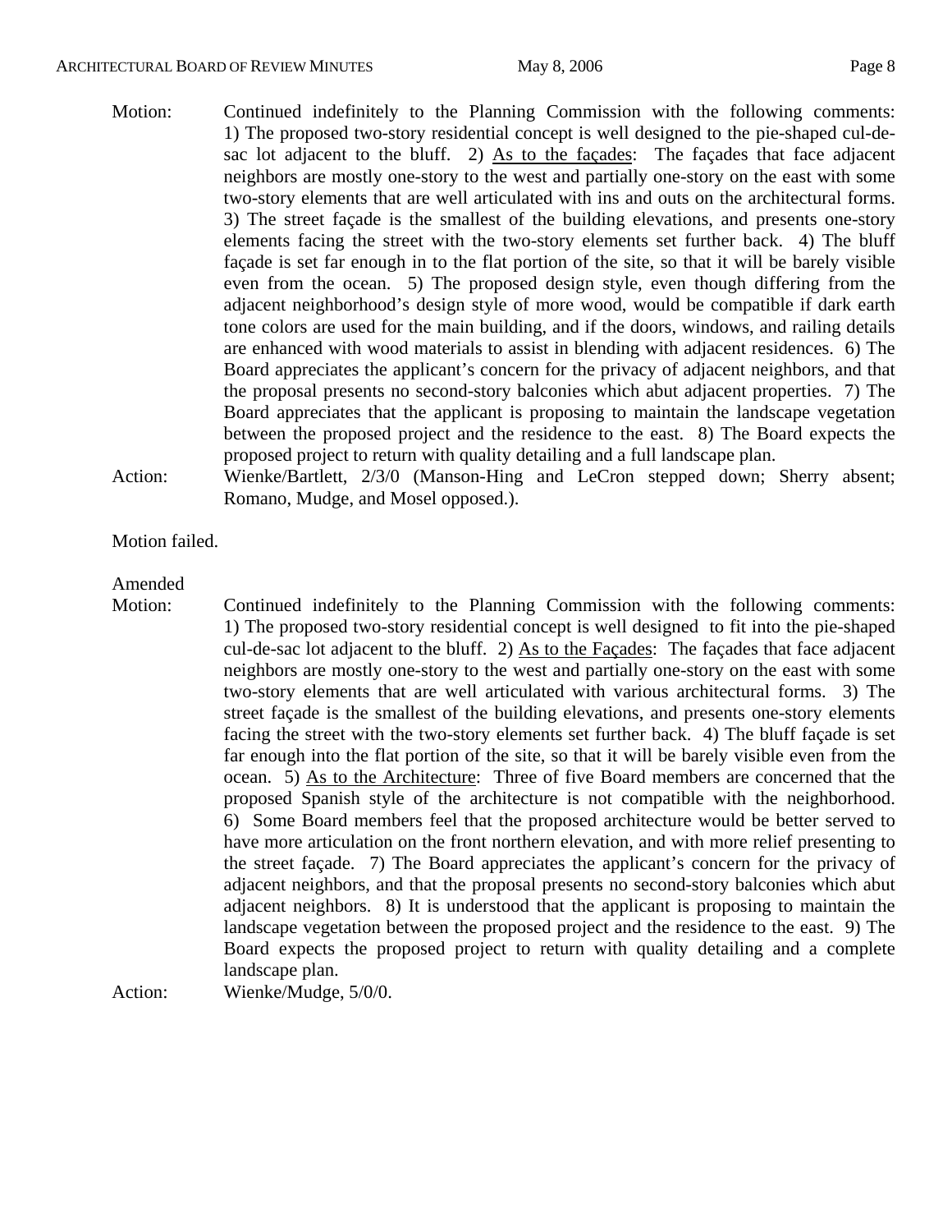Motion: Continued indefinitely to the Planning Commission with the following comments: 1) The proposed two-story residential concept is well designed to the pie-shaped cul-de-sac lot adjacent to the bluff. 2) As to the façades: The façades that face adjacent neighbors are mostly one-story to the west and partially one-story on the east with some two-story elements that are well articulated with ins and outs on the architectural forms. 3) The street façade is the smallest of the building elevations, and presents one-story elements facing the street with the two-story elements set further back. 4) The bluff façade is set far enough in to the flat portion of the site, so that it will be barely visible even from the ocean. 5) The proposed design style, even though differing from the adjacent neighborhood's design style of more wood, would be compatible if dark earth tone colors are used for the main building, and if the doors, windows, and railing details are enhanced with wood materials to assist in blending with adjacent residences. 6) The Board appreciates the applicant's concern for the privacy of adjacent neighbors, and that the proposal presents no second-story balconies which abut adjacent properties. 7) The Board appreciates that the applicant is proposing to maintain the landscape vegetation between the proposed project and the residence to the east. 8) The Board expects the proposed project to return with quality detailing and a full landscape plan.

Action: Wienke/Bartlett, 2/3/0 (Manson-Hing and LeCron stepped down; Sherry absent; Romano, Mudge, and Mosel opposed.).

Motion failed.

Amended Motion: Continued indefinitely to the Planning Commission with the following comments: 1) The proposed two-story residential concept is well designed to fit into the pie-shaped cul-de-sac lot adjacent to the bluff. 2) As to the Façades: The façades that face adjacent neighbors are mostly one-story to the west and partially one-story on the east with some two-story elements that are well articulated with various architectural forms. 3) The street façade is the smallest of the building elevations, and presents one-story elements facing the street with the two-story elements set further back. 4) The bluff façade is set far enough into the flat portion of the site, so that it will be barely visible even from the ocean. 5) As to the Architecture: Three of five Board members are concerned that the proposed Spanish style of the architecture is not compatible with the neighborhood. 6) Some Board members feel that the proposed architecture would be better served to have more articulation on the front northern elevation, and with more relief presenting to the street façade. 7) The Board appreciates the applicant's concern for the privacy of adjacent neighbors, and that the proposal presents no second-story balconies which abut adjacent neighbors. 8) It is understood that the applicant is proposing to maintain the landscape vegetation between the proposed project and the residence to the east. 9) The Board expects the proposed project to return with quality detailing and a complete landscape plan.

Action: Wienke/Mudge, 5/0/0.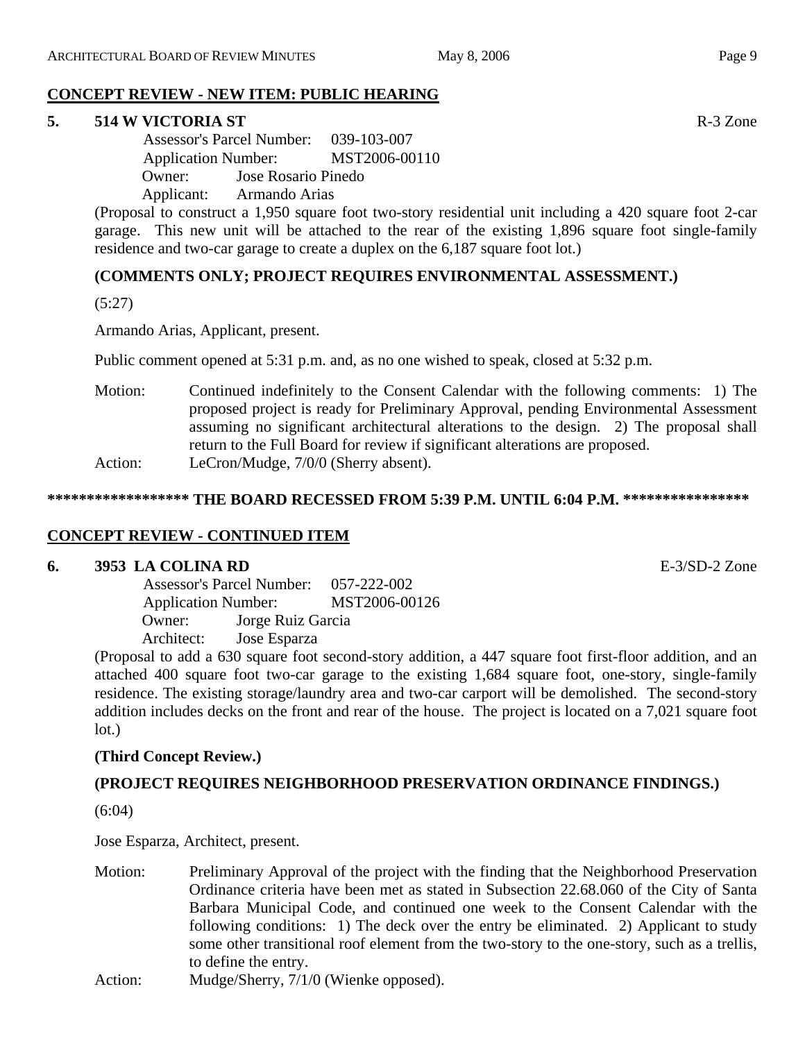## CONCEPT REVIEW - NEW ITEM: PUBLIC HEARING

**5. 514 W VICTORIA ST** R-3 Zone

Assessor's Parcel Number: 039-103-007
Application Number: MST2006-00110
Owner: Jose Rosario Pinedo
Applicant: Armando Arias

(Proposal to construct a 1,950 square foot two-story residential unit including a 420 square foot 2-car garage. This new unit will be attached to the rear of the existing 1,896 square foot single-family residence and two-car garage to create a duplex on the 6,187 square foot lot.)

**(COMMENTS ONLY; PROJECT REQUIRES ENVIRONMENTAL ASSESSMENT.)**

(5:27)

Armando Arias, Applicant, present.

Public comment opened at 5:31 p.m. and, as no one wished to speak, closed at 5:32 p.m.

Motion: Continued indefinitely to the Consent Calendar with the following comments: 1) The proposed project is ready for Preliminary Approval, pending Environmental Assessment assuming no significant architectural alterations to the design. 2) The proposal shall return to the Full Board for review if significant alterations are proposed.

Action: LeCron/Mudge, 7/0/0 (Sherry absent).

**\*\*\*\*\*\*\*\*\*\*\*\*\*\*\*\*\*\* THE BOARD RECESSED FROM 5:39 P.M. UNTIL 6:04 P.M. \*\*\*\*\*\*\*\*\*\*\*\*\*\*\*\***

## CONCEPT REVIEW - CONTINUED ITEM

**6. 3953 LA COLINA RD** E-3/SD-2 Zone

Assessor's Parcel Number: 057-222-002
Application Number: MST2006-00126
Owner: Jorge Ruiz Garcia
Architect: Jose Esparza

(Proposal to add a 630 square foot second-story addition, a 447 square foot first-floor addition, and an attached 400 square foot two-car garage to the existing 1,684 square foot, one-story, single-family residence. The existing storage/laundry area and two-car carport will be demolished. The second-story addition includes decks on the front and rear of the house. The project is located on a 7,021 square foot lot.)

**(Third Concept Review.)**

**(PROJECT REQUIRES NEIGHBORHOOD PRESERVATION ORDINANCE FINDINGS.)**

(6:04)

Jose Esparza, Architect, present.

Motion: Preliminary Approval of the project with the finding that the Neighborhood Preservation Ordinance criteria have been met as stated in Subsection 22.68.060 of the City of Santa Barbara Municipal Code, and continued one week to the Consent Calendar with the following conditions: 1) The deck over the entry be eliminated. 2) Applicant to study some other transitional roof element from the two-story to the one-story, such as a trellis, to define the entry.

Action: Mudge/Sherry, 7/1/0 (Wienke opposed).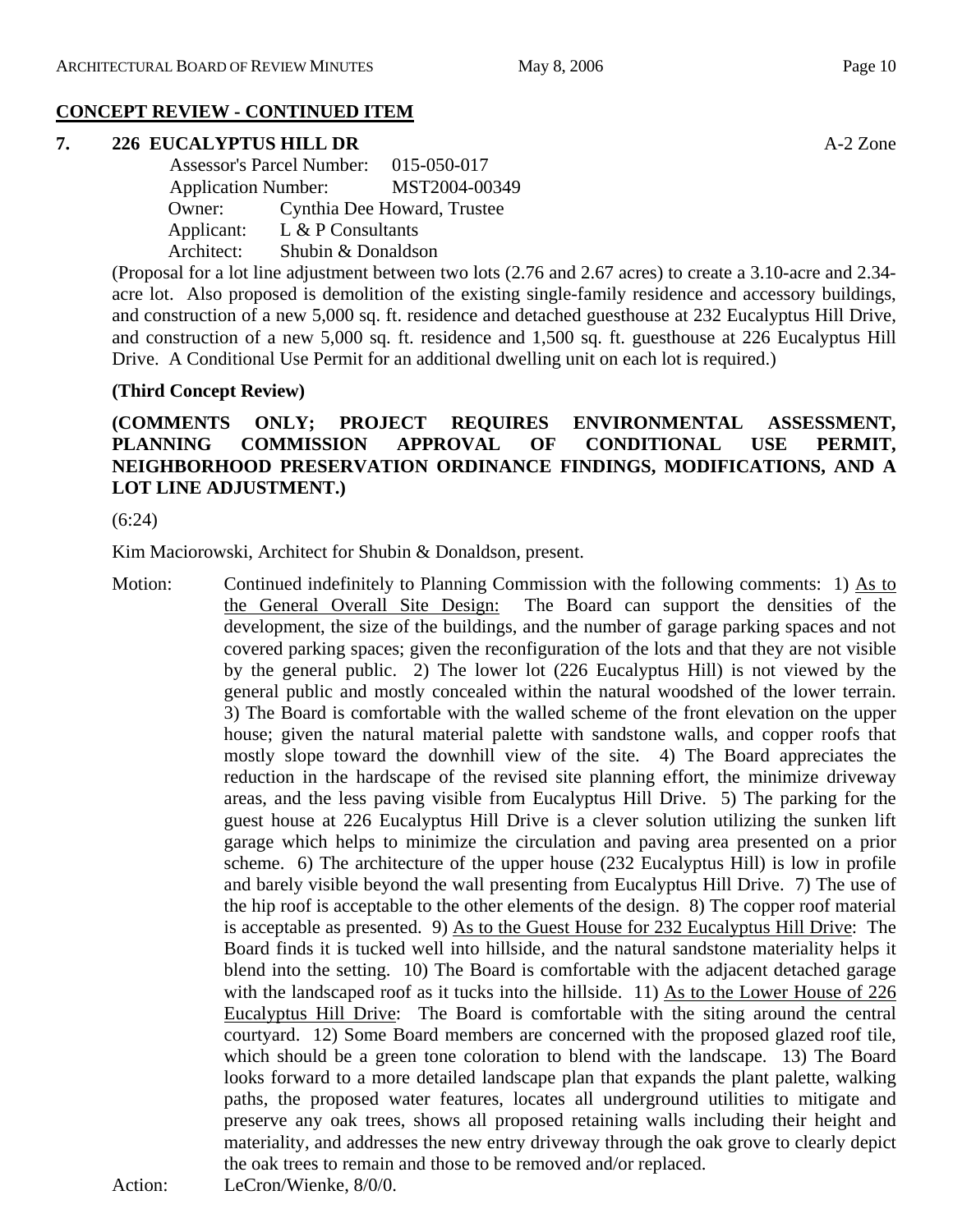## CONCEPT REVIEW - CONTINUED ITEM

**7. 226 EUCALYPTUS HILL DR** A-2 Zone

Assessor's Parcel Number: 015-050-017
Application Number: MST2004-00349
Owner: Cynthia Dee Howard, Trustee
Applicant: L & P Consultants
Architect: Shubin & Donaldson

(Proposal for a lot line adjustment between two lots (2.76 and 2.67 acres) to create a 3.10-acre and 2.34-acre lot. Also proposed is demolition of the existing single-family residence and accessory buildings, and construction of a new 5,000 sq. ft. residence and detached guesthouse at 232 Eucalyptus Hill Drive, and construction of a new 5,000 sq. ft. residence and 1,500 sq. ft. guesthouse at 226 Eucalyptus Hill Drive. A Conditional Use Permit for an additional dwelling unit on each lot is required.)

**(Third Concept Review)**

**(COMMENTS ONLY; PROJECT REQUIRES ENVIRONMENTAL ASSESSMENT, PLANNING COMMISSION APPROVAL OF CONDITIONAL USE PERMIT, NEIGHBORHOOD PRESERVATION ORDINANCE FINDINGS, MODIFICATIONS, AND A LOT LINE ADJUSTMENT.)**

(6:24)

Kim Maciorowski, Architect for Shubin & Donaldson, present.

Motion: Continued indefinitely to Planning Commission with the following comments: 1) As to the General Overall Site Design: The Board can support the densities of the development, the size of the buildings, and the number of garage parking spaces and not covered parking spaces; given the reconfiguration of the lots and that they are not visible by the general public. 2) The lower lot (226 Eucalyptus Hill) is not viewed by the general public and mostly concealed within the natural woodshed of the lower terrain. 3) The Board is comfortable with the walled scheme of the front elevation on the upper house; given the natural material palette with sandstone walls, and copper roofs that mostly slope toward the downhill view of the site. 4) The Board appreciates the reduction in the hardscape of the revised site planning effort, the minimize driveway areas, and the less paving visible from Eucalyptus Hill Drive. 5) The parking for the guest house at 226 Eucalyptus Hill Drive is a clever solution utilizing the sunken lift garage which helps to minimize the circulation and paving area presented on a prior scheme. 6) The architecture of the upper house (232 Eucalyptus Hill) is low in profile and barely visible beyond the wall presenting from Eucalyptus Hill Drive. 7) The use of the hip roof is acceptable to the other elements of the design. 8) The copper roof material is acceptable as presented. 9) As to the Guest House for 232 Eucalyptus Hill Drive: The Board finds it is tucked well into hillside, and the natural sandstone materiality helps it blend into the setting. 10) The Board is comfortable with the adjacent detached garage with the landscaped roof as it tucks into the hillside. 11) As to the Lower House of 226 Eucalyptus Hill Drive: The Board is comfortable with the siting around the central courtyard. 12) Some Board members are concerned with the proposed glazed roof tile, which should be a green tone coloration to blend with the landscape. 13) The Board looks forward to a more detailed landscape plan that expands the plant palette, walking paths, the proposed water features, locates all underground utilities to mitigate and preserve any oak trees, shows all proposed retaining walls including their height and materiality, and addresses the new entry driveway through the oak grove to clearly depict the oak trees to remain and those to be removed and/or replaced.

Action: LeCron/Wienke, 8/0/0.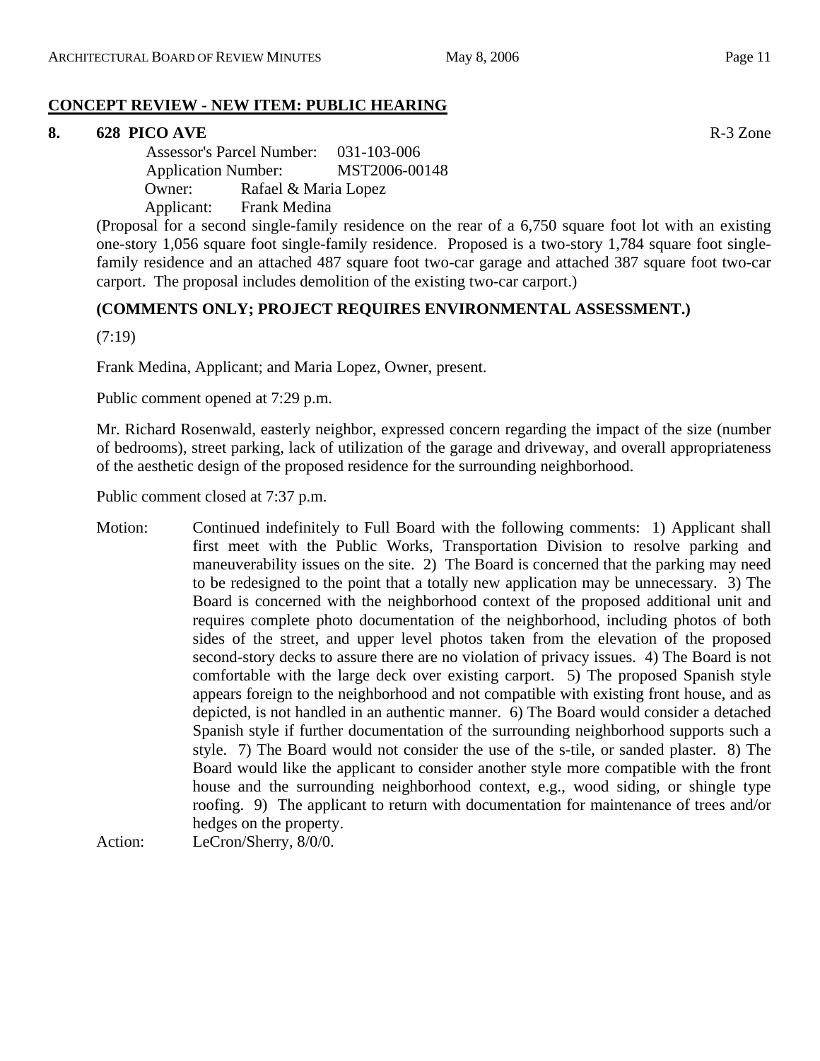## CONCEPT REVIEW - NEW ITEM: PUBLIC HEARING

**8. 628 PICO AVE** R-3 Zone

Assessor's Parcel Number: 031-103-006
Application Number: MST2006-00148
Owner: Rafael & Maria Lopez
Applicant: Frank Medina

(Proposal for a second single-family residence on the rear of a 6,750 square foot lot with an existing one-story 1,056 square foot single-family residence. Proposed is a two-story 1,784 square foot single-family residence and an attached 487 square foot two-car garage and attached 387 square foot two-car carport. The proposal includes demolition of the existing two-car carport.)

**(COMMENTS ONLY; PROJECT REQUIRES ENVIRONMENTAL ASSESSMENT.)**

(7:19)

Frank Medina, Applicant; and Maria Lopez, Owner, present.

Public comment opened at 7:29 p.m.

Mr. Richard Rosenwald, easterly neighbor, expressed concern regarding the impact of the size (number of bedrooms), street parking, lack of utilization of the garage and driveway, and overall appropriateness of the aesthetic design of the proposed residence for the surrounding neighborhood.

Public comment closed at 7:37 p.m.

Motion: Continued indefinitely to Full Board with the following comments: 1) Applicant shall first meet with the Public Works, Transportation Division to resolve parking and maneuverability issues on the site. 2) The Board is concerned that the parking may need to be redesigned to the point that a totally new application may be unnecessary. 3) The Board is concerned with the neighborhood context of the proposed additional unit and requires complete photo documentation of the neighborhood, including photos of both sides of the street, and upper level photos taken from the elevation of the proposed second-story decks to assure there are no violation of privacy issues. 4) The Board is not comfortable with the large deck over existing carport. 5) The proposed Spanish style appears foreign to the neighborhood and not compatible with existing front house, and as depicted, is not handled in an authentic manner. 6) The Board would consider a detached Spanish style if further documentation of the surrounding neighborhood supports such a style. 7) The Board would not consider the use of the s-tile, or sanded plaster. 8) The Board would like the applicant to consider another style more compatible with the front house and the surrounding neighborhood context, e.g., wood siding, or shingle type roofing. 9) The applicant to return with documentation for maintenance of trees and/or hedges on the property.

Action: LeCron/Sherry, 8/0/0.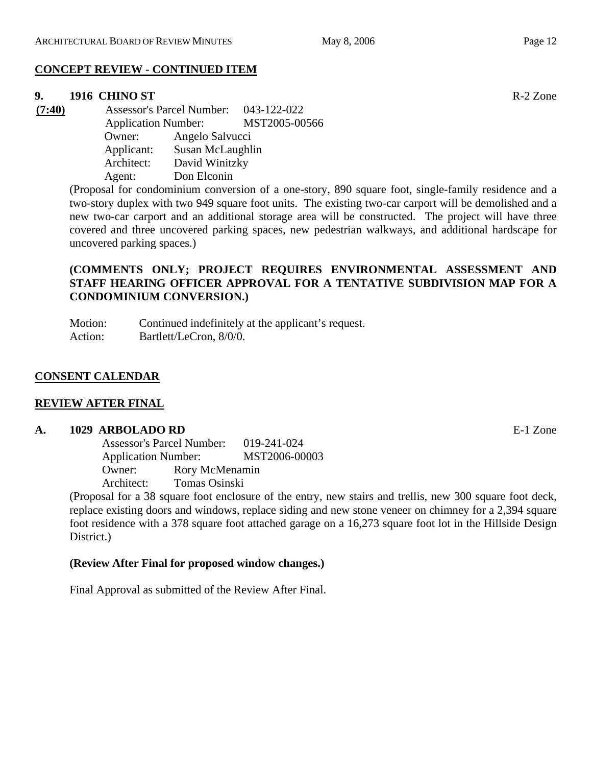**CONCEPT REVIEW - CONTINUED ITEM**

**9. 1916 CHINO ST** R-2 Zone

**(7:40)**

Assessor's Parcel Number: 043-122-022
Application Number: MST2005-00566
Owner: Angelo Salvucci
Applicant: Susan McLaughlin
Architect: David Winitzky
Agent: Don Elconin

(Proposal for condominium conversion of a one-story, 890 square foot, single-family residence and a two-story duplex with two 949 square foot units. The existing two-car carport will be demolished and a new two-car carport and an additional storage area will be constructed. The project will have three covered and three uncovered parking spaces, new pedestrian walkways, and additional hardscape for uncovered parking spaces.)

**(COMMENTS ONLY; PROJECT REQUIRES ENVIRONMENTAL ASSESSMENT AND STAFF HEARING OFFICER APPROVAL FOR A TENTATIVE SUBDIVISION MAP FOR A CONDOMINIUM CONVERSION.)**

Motion: Continued indefinitely at the applicant's request.
Action: Bartlett/LeCron, 8/0/0.

**CONSENT CALENDAR**

**REVIEW AFTER FINAL**

**A. 1029 ARBOLADO RD** E-1 Zone

Assessor's Parcel Number: 019-241-024
Application Number: MST2006-00003
Owner: Rory McMenamin
Architect: Tomas Osinski

(Proposal for a 38 square foot enclosure of the entry, new stairs and trellis, new 300 square foot deck, replace existing doors and windows, replace siding and new stone veneer on chimney for a 2,394 square foot residence with a 378 square foot attached garage on a 16,273 square foot lot in the Hillside Design District.)

**(Review After Final for proposed window changes.)**

Final Approval as submitted of the Review After Final.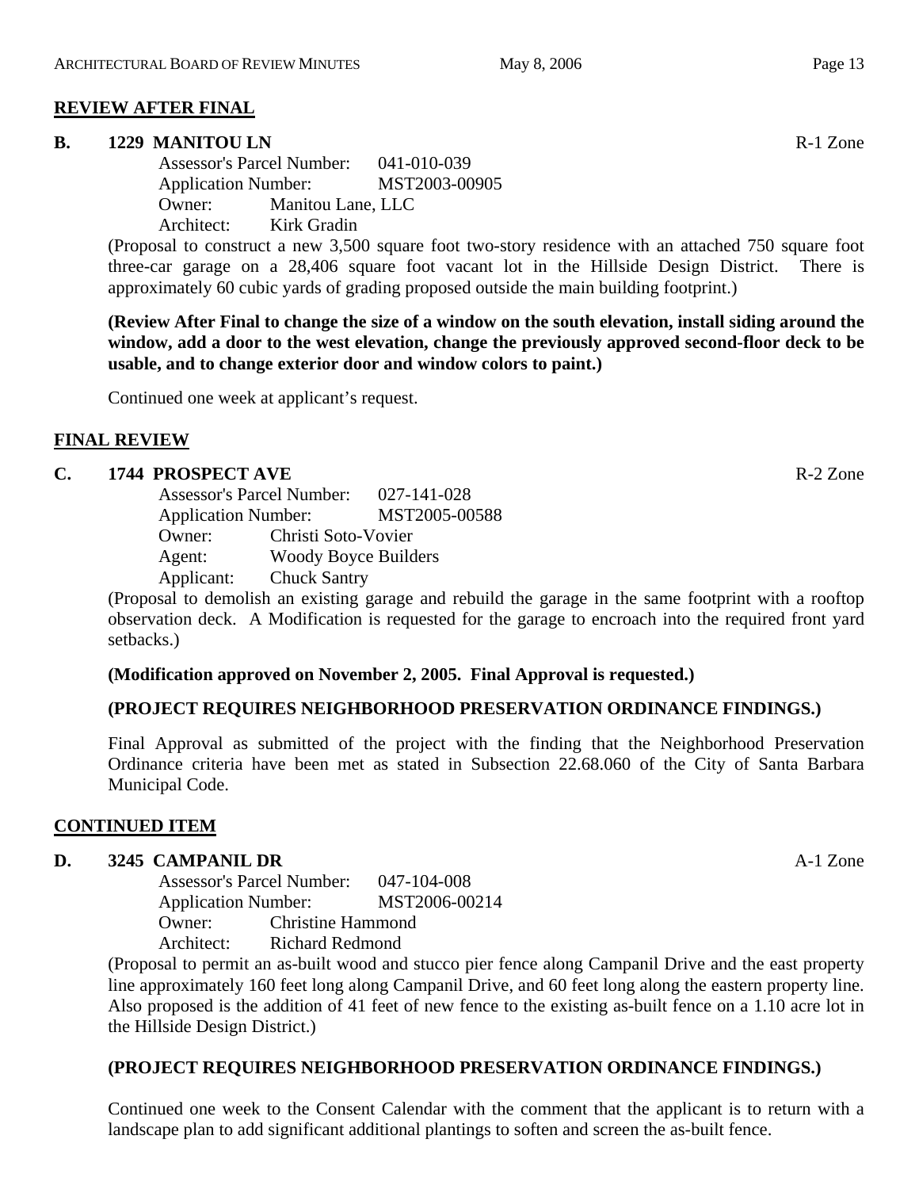## REVIEW AFTER FINAL

**B. 1229 MANITOU LN** R-1 Zone

Assessor's Parcel Number: 041-010-039
Application Number: MST2003-00905
Owner: Manitou Lane, LLC
Architect: Kirk Gradin

(Proposal to construct a new 3,500 square foot two-story residence with an attached 750 square foot three-car garage on a 28,406 square foot vacant lot in the Hillside Design District. There is approximately 60 cubic yards of grading proposed outside the main building footprint.)

**(Review After Final to change the size of a window on the south elevation, install siding around the window, add a door to the west elevation, change the previously approved second-floor deck to be usable, and to change exterior door and window colors to paint.)**

Continued one week at applicant's request.

## FINAL REVIEW

**C. 1744 PROSPECT AVE** R-2 Zone

Assessor's Parcel Number: 027-141-028
Application Number: MST2005-00588
Owner: Christi Soto-Vovier
Agent: Woody Boyce Builders
Applicant: Chuck Santry

(Proposal to demolish an existing garage and rebuild the garage in the same footprint with a rooftop observation deck. A Modification is requested for the garage to encroach into the required front yard setbacks.)

**(Modification approved on November 2, 2005. Final Approval is requested.)**

**(PROJECT REQUIRES NEIGHBORHOOD PRESERVATION ORDINANCE FINDINGS.)**

Final Approval as submitted of the project with the finding that the Neighborhood Preservation Ordinance criteria have been met as stated in Subsection 22.68.060 of the City of Santa Barbara Municipal Code.

## CONTINUED ITEM

**D. 3245 CAMPANIL DR** A-1 Zone

Assessor's Parcel Number: 047-104-008
Application Number: MST2006-00214
Owner: Christine Hammond
Architect: Richard Redmond

(Proposal to permit an as-built wood and stucco pier fence along Campanil Drive and the east property line approximately 160 feet long along Campanil Drive, and 60 feet long along the eastern property line. Also proposed is the addition of 41 feet of new fence to the existing as-built fence on a 1.10 acre lot in the Hillside Design District.)

**(PROJECT REQUIRES NEIGHBORHOOD PRESERVATION ORDINANCE FINDINGS.)**

Continued one week to the Consent Calendar with the comment that the applicant is to return with a landscape plan to add significant additional plantings to soften and screen the as-built fence.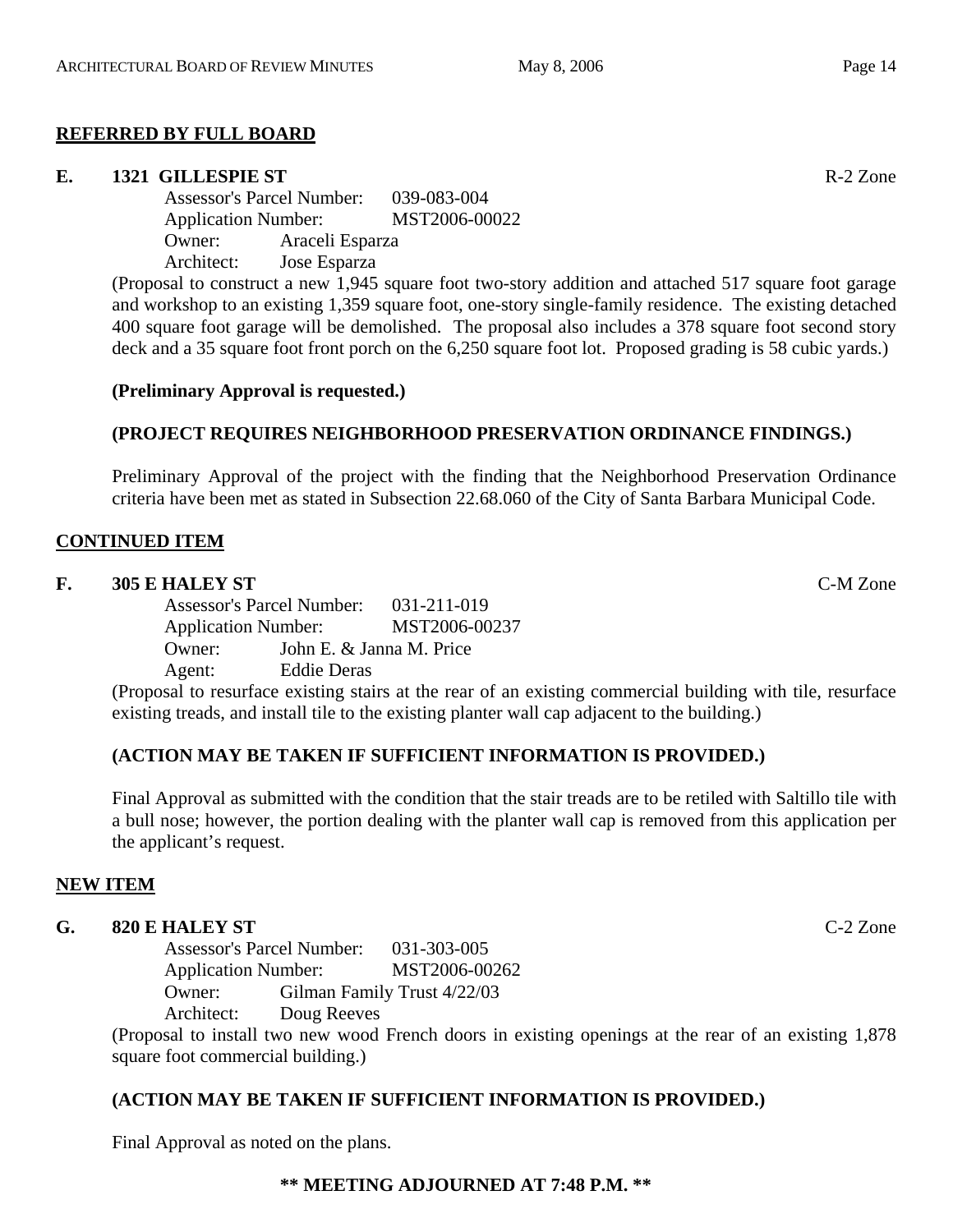**REFERRED BY FULL BOARD**

**E. 1321 GILLESPIE ST** R-2 Zone

Assessor's Parcel Number: 039-083-004
Application Number: MST2006-00022
Owner: Araceli Esparza
Architect: Jose Esparza

(Proposal to construct a new 1,945 square foot two-story addition and attached 517 square foot garage and workshop to an existing 1,359 square foot, one-story single-family residence. The existing detached 400 square foot garage will be demolished. The proposal also includes a 378 square foot second story deck and a 35 square foot front porch on the 6,250 square foot lot. Proposed grading is 58 cubic yards.)

**(Preliminary Approval is requested.)**

**(PROJECT REQUIRES NEIGHBORHOOD PRESERVATION ORDINANCE FINDINGS.)**

Preliminary Approval of the project with the finding that the Neighborhood Preservation Ordinance criteria have been met as stated in Subsection 22.68.060 of the City of Santa Barbara Municipal Code.

**CONTINUED ITEM**

**F. 305 E HALEY ST** C-M Zone

Assessor's Parcel Number: 031-211-019
Application Number: MST2006-00237
Owner: John E. & Janna M. Price
Agent: Eddie Deras

(Proposal to resurface existing stairs at the rear of an existing commercial building with tile, resurface existing treads, and install tile to the existing planter wall cap adjacent to the building.)

**(ACTION MAY BE TAKEN IF SUFFICIENT INFORMATION IS PROVIDED.)**

Final Approval as submitted with the condition that the stair treads are to be retiled with Saltillo tile with a bull nose; however, the portion dealing with the planter wall cap is removed from this application per the applicant's request.

**NEW ITEM**

**G. 820 E HALEY ST** C-2 Zone

Assessor's Parcel Number: 031-303-005
Application Number: MST2006-00262
Owner: Gilman Family Trust 4/22/03
Architect: Doug Reeves

(Proposal to install two new wood French doors in existing openings at the rear of an existing 1,878 square foot commercial building.)

**(ACTION MAY BE TAKEN IF SUFFICIENT INFORMATION IS PROVIDED.)**

Final Approval as noted on the plans.

**\*\* MEETING ADJOURNED AT 7:48 P.M. \*\***